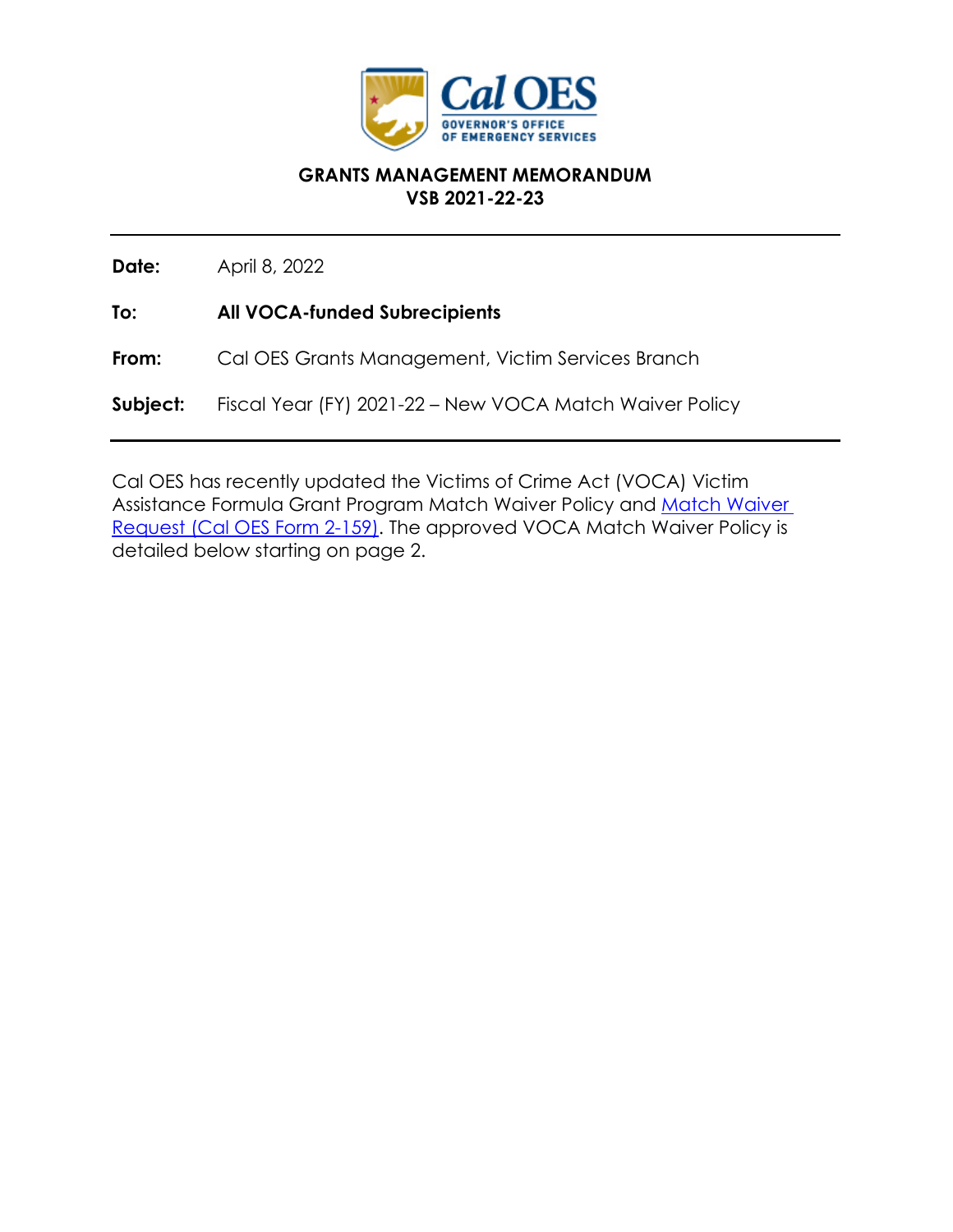# GRANTS MANAGEMENT MEMORANDUM
## VSB 2021-22-23

---

**Date:** April 8, 2022

**To:** **All VOCA-funded Subrecipients**

**From:** Cal OES Grants Management, Victim Services Branch

**Subject:** Fiscal Year (FY) 2021-22 – New VOCA Match Waiver Policy

---

Cal OES has recently updated the Victims of Crime Act (VOCA) Victim Assistance Formula Grant Program Match Waiver Policy and Match Waiver Request (Cal OES Form 2-159). The approved VOCA Match Waiver Policy is detailed below starting on page 2.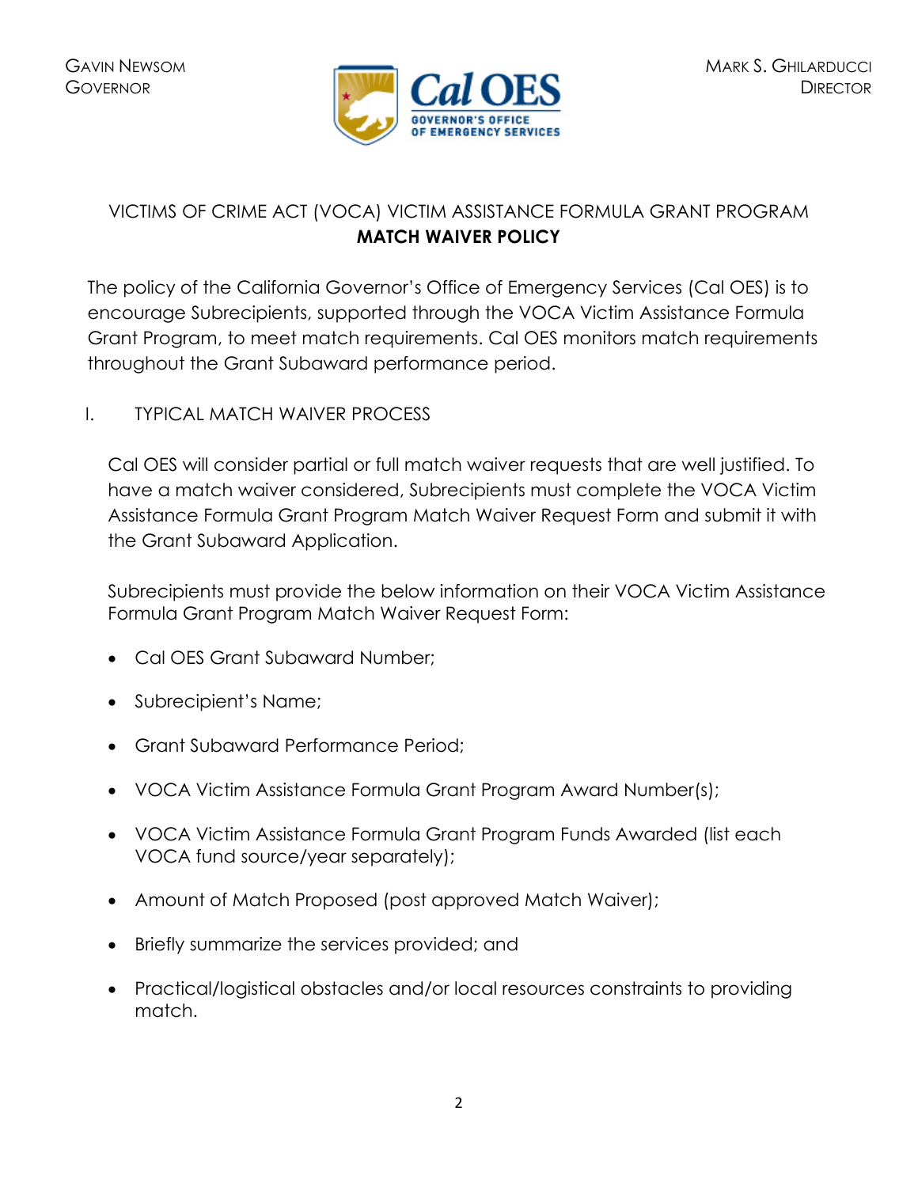GAVIN NEWSOM
GOVERNOR

MARK S. GHILARDUCCI
DIRECTOR

VICTIMS OF CRIME ACT (VOCA) VICTIM ASSISTANCE FORMULA GRANT PROGRAM

**MATCH WAIVER POLICY**

The policy of the California Governor's Office of Emergency Services (Cal OES) is to encourage Subrecipients, supported through the VOCA Victim Assistance Formula Grant Program, to meet match requirements. Cal OES monitors match requirements throughout the Grant Subaward performance period.

## I. TYPICAL MATCH WAIVER PROCESS

Cal OES will consider partial or full match waiver requests that are well justified. To have a match waiver considered, Subrecipients must complete the VOCA Victim Assistance Formula Grant Program Match Waiver Request Form and submit it with the Grant Subaward Application.

Subrecipients must provide the below information on their VOCA Victim Assistance Formula Grant Program Match Waiver Request Form:

- Cal OES Grant Subaward Number;
- Subrecipient's Name;
- Grant Subaward Performance Period;
- VOCA Victim Assistance Formula Grant Program Award Number(s);
- VOCA Victim Assistance Formula Grant Program Funds Awarded (list each VOCA fund source/year separately);
- Amount of Match Proposed (post approved Match Waiver);
- Briefly summarize the services provided; and
- Practical/logistical obstacles and/or local resources constraints to providing match.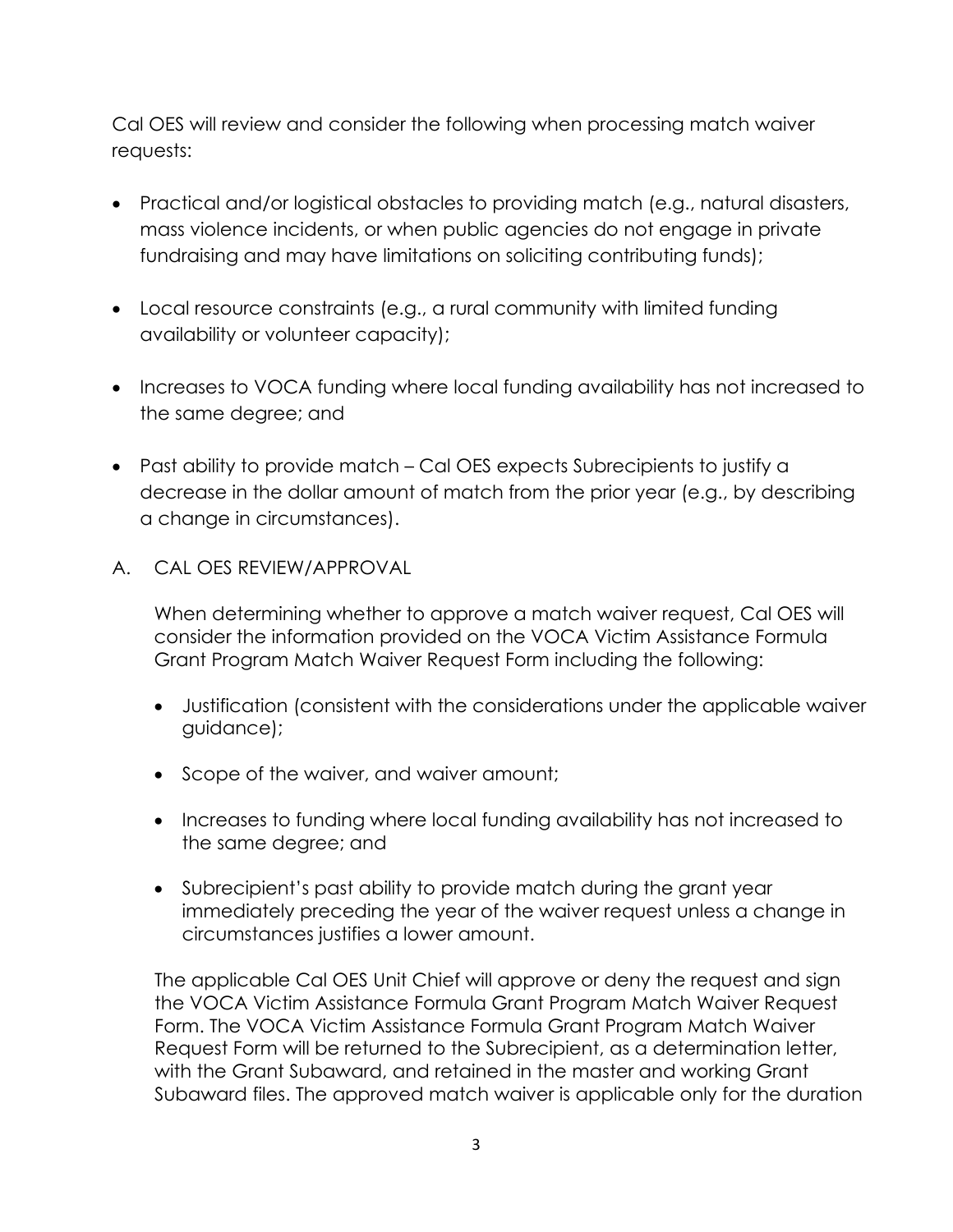Cal OES will review and consider the following when processing match waiver requests:

- Practical and/or logistical obstacles to providing match (e.g., natural disasters, mass violence incidents, or when public agencies do not engage in private fundraising and may have limitations on soliciting contributing funds);
- Local resource constraints (e.g., a rural community with limited funding availability or volunteer capacity);
- Increases to VOCA funding where local funding availability has not increased to the same degree; and
- Past ability to provide match – Cal OES expects Subrecipients to justify a decrease in the dollar amount of match from the prior year (e.g., by describing a change in circumstances).

## A. CAL OES REVIEW/APPROVAL

When determining whether to approve a match waiver request, Cal OES will consider the information provided on the VOCA Victim Assistance Formula Grant Program Match Waiver Request Form including the following:

- Justification (consistent with the considerations under the applicable waiver guidance);
- Scope of the waiver, and waiver amount;
- Increases to funding where local funding availability has not increased to the same degree; and
- Subrecipient's past ability to provide match during the grant year immediately preceding the year of the waiver request unless a change in circumstances justifies a lower amount.

The applicable Cal OES Unit Chief will approve or deny the request and sign the VOCA Victim Assistance Formula Grant Program Match Waiver Request Form. The VOCA Victim Assistance Formula Grant Program Match Waiver Request Form will be returned to the Subrecipient, as a determination letter, with the Grant Subaward, and retained in the master and working Grant Subaward files. The approved match waiver is applicable only for the duration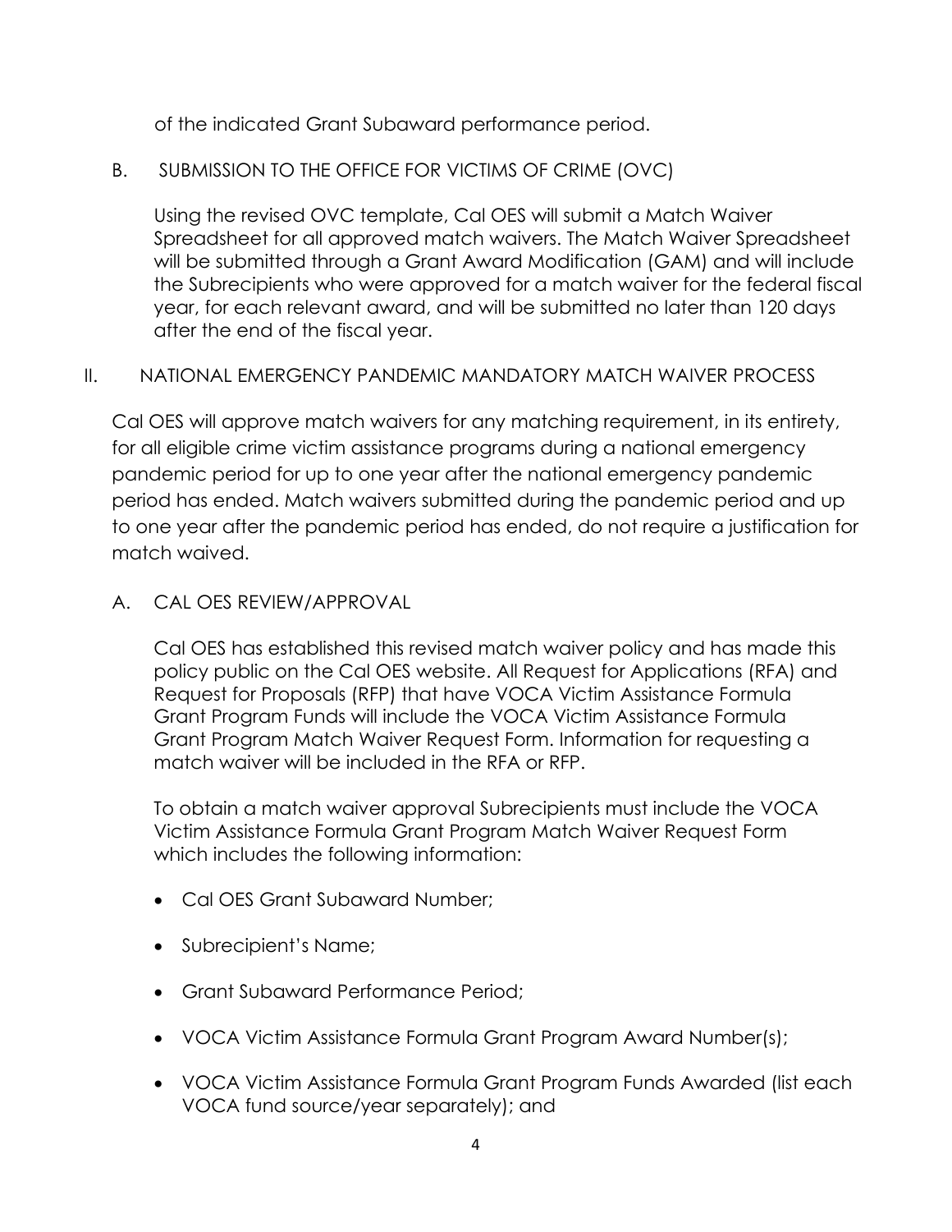of the indicated Grant Subaward performance period.

### B. SUBMISSION TO THE OFFICE FOR VICTIMS OF CRIME (OVC)

Using the revised OVC template, Cal OES will submit a Match Waiver Spreadsheet for all approved match waivers. The Match Waiver Spreadsheet will be submitted through a Grant Award Modification (GAM) and will include the Subrecipients who were approved for a match waiver for the federal fiscal year, for each relevant award, and will be submitted no later than 120 days after the end of the fiscal year.

## II. NATIONAL EMERGENCY PANDEMIC MANDATORY MATCH WAIVER PROCESS

Cal OES will approve match waivers for any matching requirement, in its entirety, for all eligible crime victim assistance programs during a national emergency pandemic period for up to one year after the national emergency pandemic period has ended. Match waivers submitted during the pandemic period and up to one year after the pandemic period has ended, do not require a justification for match waived.

### A. CAL OES REVIEW/APPROVAL

Cal OES has established this revised match waiver policy and has made this policy public on the Cal OES website. All Request for Applications (RFA) and Request for Proposals (RFP) that have VOCA Victim Assistance Formula Grant Program Funds will include the VOCA Victim Assistance Formula Grant Program Match Waiver Request Form. Information for requesting a match waiver will be included in the RFA or RFP.

To obtain a match waiver approval Subrecipients must include the VOCA Victim Assistance Formula Grant Program Match Waiver Request Form which includes the following information:

- Cal OES Grant Subaward Number;
- Subrecipient's Name;
- Grant Subaward Performance Period;
- VOCA Victim Assistance Formula Grant Program Award Number(s);
- VOCA Victim Assistance Formula Grant Program Funds Awarded (list each VOCA fund source/year separately); and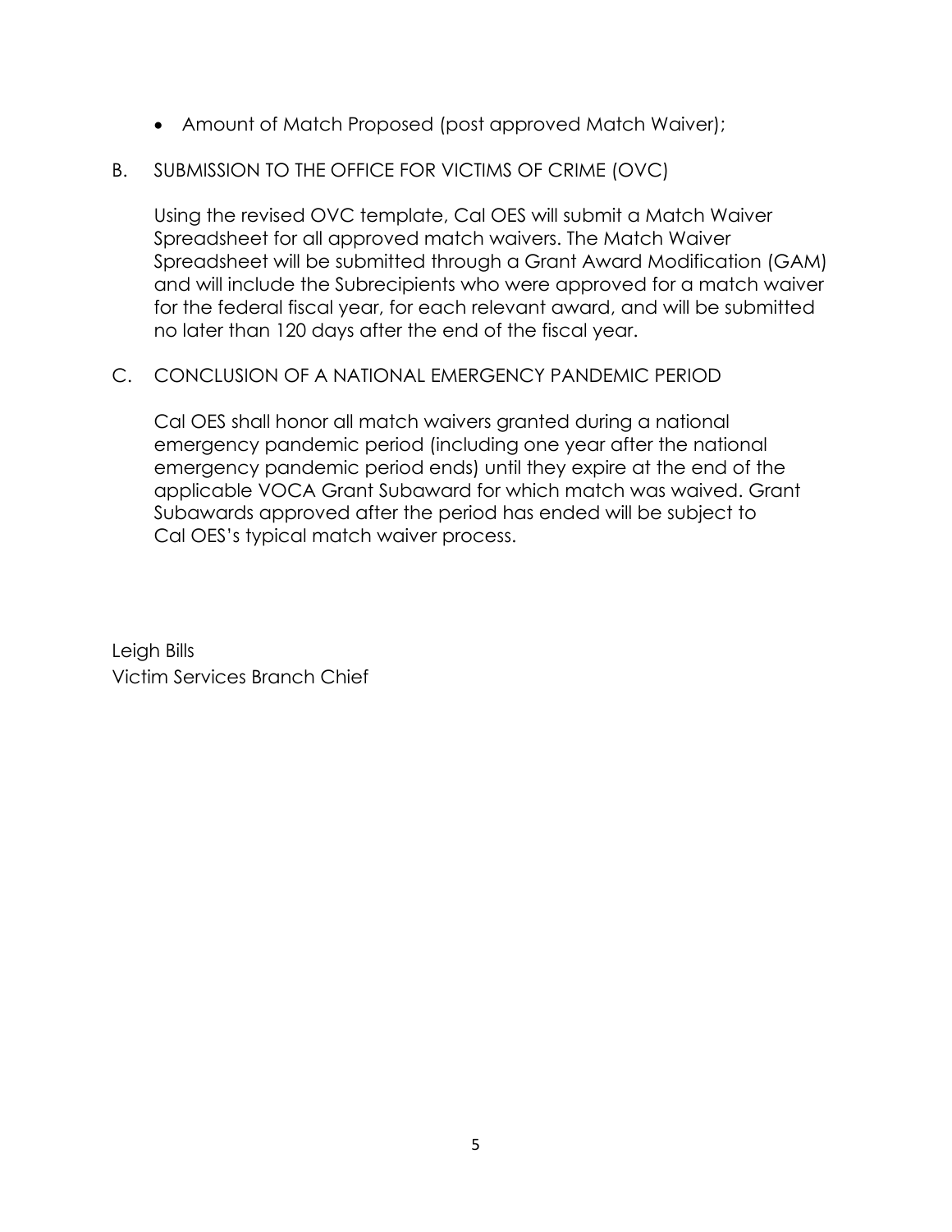- Amount of Match Proposed (post approved Match Waiver);

B. SUBMISSION TO THE OFFICE FOR VICTIMS OF CRIME (OVC)

Using the revised OVC template, Cal OES will submit a Match Waiver Spreadsheet for all approved match waivers. The Match Waiver Spreadsheet will be submitted through a Grant Award Modification (GAM) and will include the Subrecipients who were approved for a match waiver for the federal fiscal year, for each relevant award, and will be submitted no later than 120 days after the end of the fiscal year.

C. CONCLUSION OF A NATIONAL EMERGENCY PANDEMIC PERIOD

Cal OES shall honor all match waivers granted during a national emergency pandemic period (including one year after the national emergency pandemic period ends) until they expire at the end of the applicable VOCA Grant Subaward for which match was waived. Grant Subawards approved after the period has ended will be subject to Cal OES's typical match waiver process.

Leigh Bills
Victim Services Branch Chief